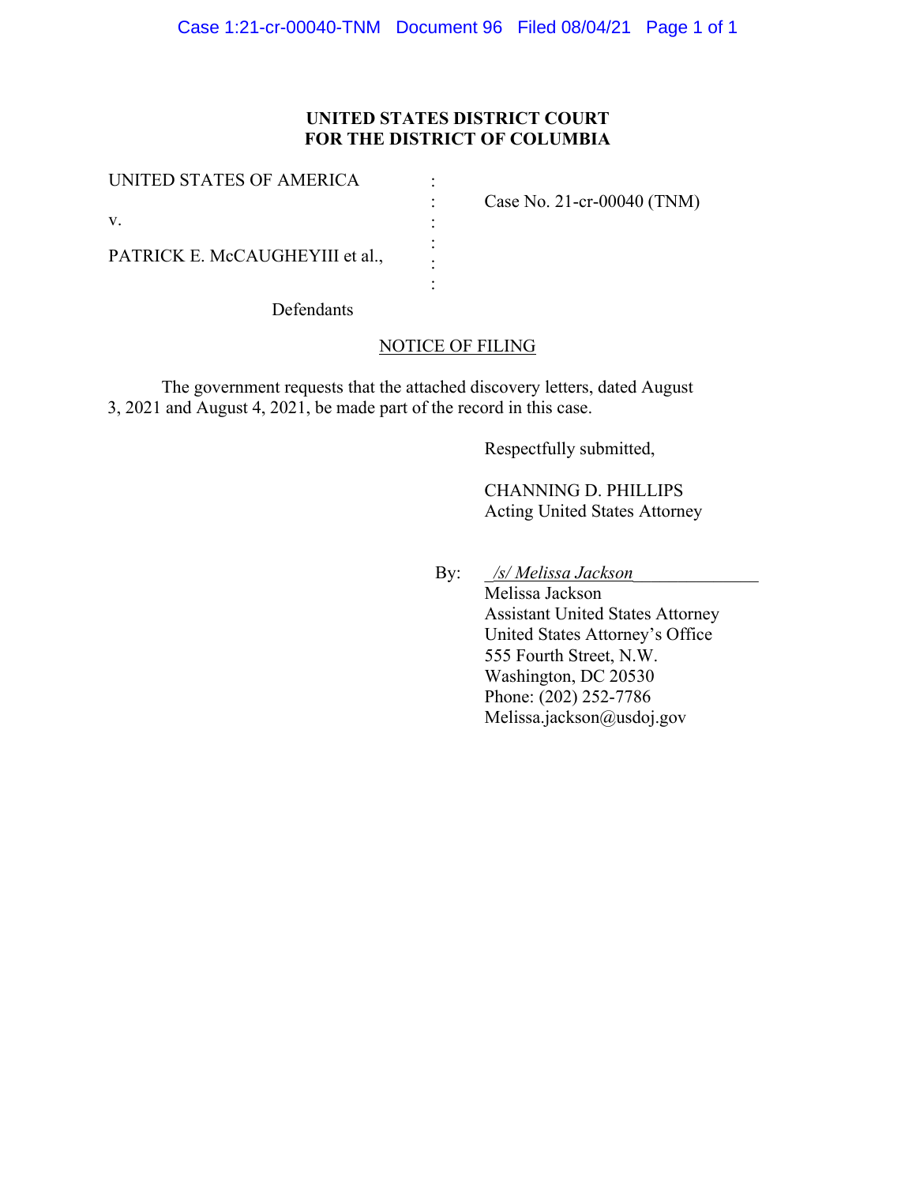**UNITED STATES DISTRICT COURT**
**FOR THE DISTRICT OF COLUMBIA**

| | | |
|---|---|---|
| UNITED STATES OF AMERICA | : | |
| | : | Case No. 21-cr-00040 (TNM) |
| v. | : | |
| | : | |
| PATRICK E. McCAUGHEYIII et al., | : | |
| | : | |
| Defendants | | |

NOTICE OF FILING

The government requests that the attached discovery letters, dated August 3, 2021 and August 4, 2021, be made part of the record in this case.

Respectfully submitted,

CHANNING D. PHILLIPS
Acting United States Attorney

By: */s/ Melissa Jackson*
Melissa Jackson
Assistant United States Attorney
United States Attorney's Office
555 Fourth Street, N.W.
Washington, DC 20530
Phone: (202) 252-7786
Melissa.jackson@usdoj.gov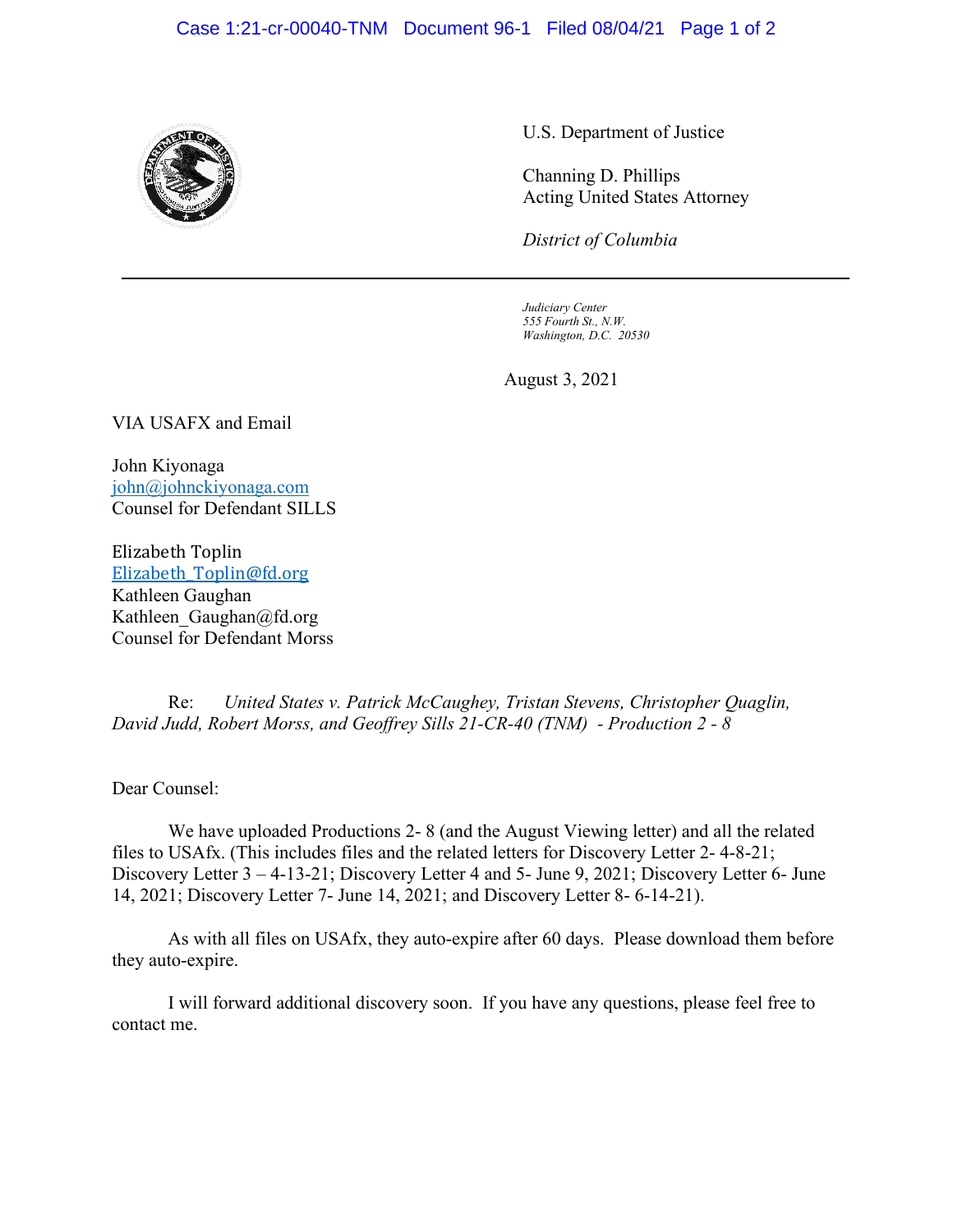U.S. Department of Justice

Channing D. Phillips
Acting United States Attorney

*District of Columbia*

---

*Judiciary Center*
*555 Fourth St., N.W.*
*Washington, D.C. 20530*

August 3, 2021

VIA USAFX and Email

John Kiyonaga
john@johnckiyonaga.com
Counsel for Defendant SILLS

Elizabeth Toplin
Elizabeth_Toplin@fd.org
Kathleen Gaughan
Kathleen_Gaughan@fd.org
Counsel for Defendant Morss

Re: *United States v. Patrick McCaughey, Tristan Stevens, Christopher Quaglin, David Judd, Robert Morss, and Geoffrey Sills 21-CR-40 (TNM) - Production 2 - 8*

Dear Counsel:

We have uploaded Productions 2- 8 (and the August Viewing letter) and all the related files to USAfx. (This includes files and the related letters for Discovery Letter 2- 4-8-21; Discovery Letter 3 – 4-13-21; Discovery Letter 4 and 5- June 9, 2021; Discovery Letter 6- June 14, 2021; Discovery Letter 7- June 14, 2021; and Discovery Letter 8- 6-14-21).

As with all files on USAfx, they auto-expire after 60 days. Please download them before they auto-expire.

I will forward additional discovery soon. If you have any questions, please feel free to contact me.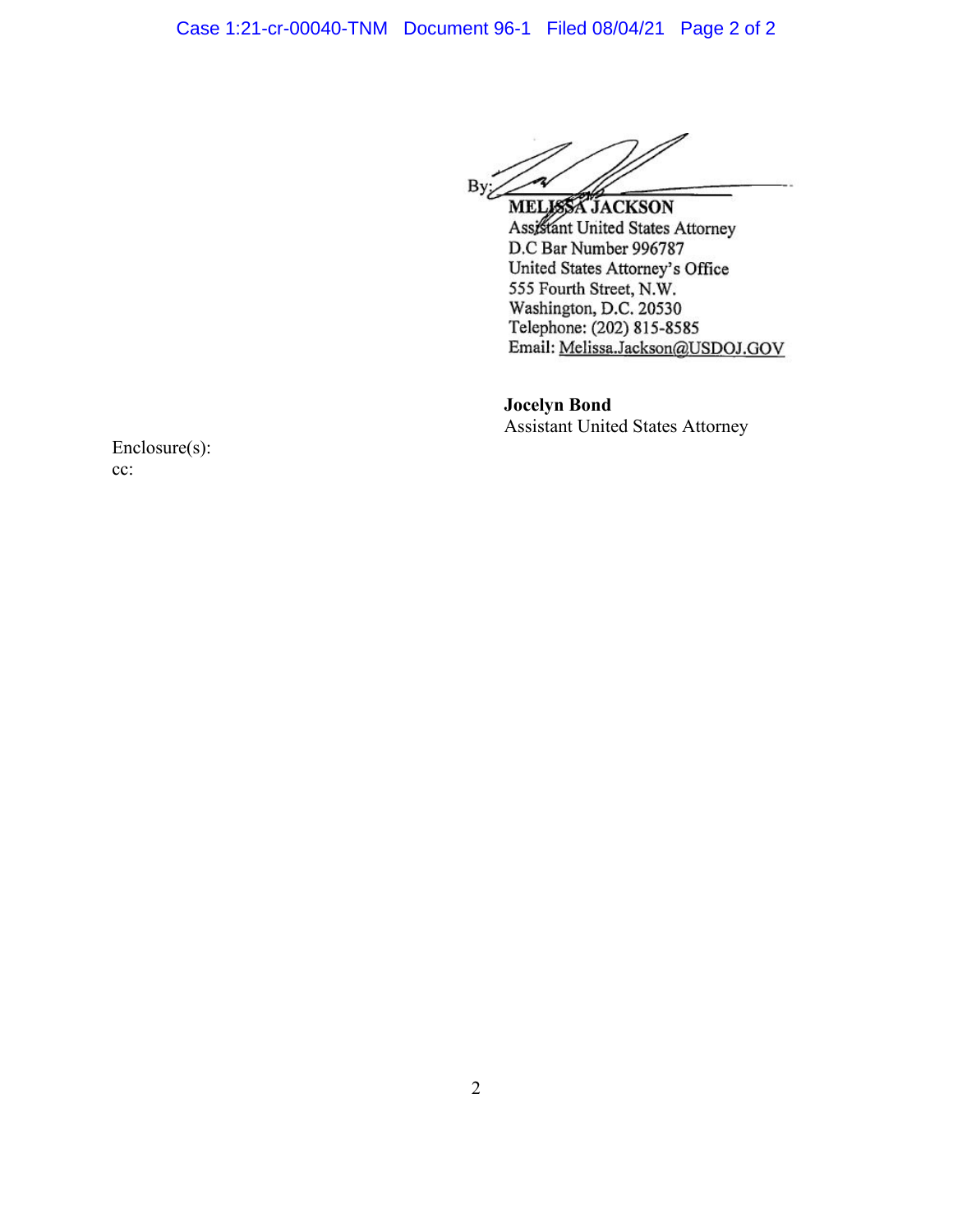By: 
**MELISSA JACKSON**
Assistant United States Attorney
D.C Bar Number 996787
United States Attorney's Office
555 Fourth Street, N.W.
Washington, D.C. 20530
Telephone: (202) 815-8585
Email: Melissa.Jackson@USDOJ.GOV

**Jocelyn Bond**
Assistant United States Attorney

Enclosure(s):
cc: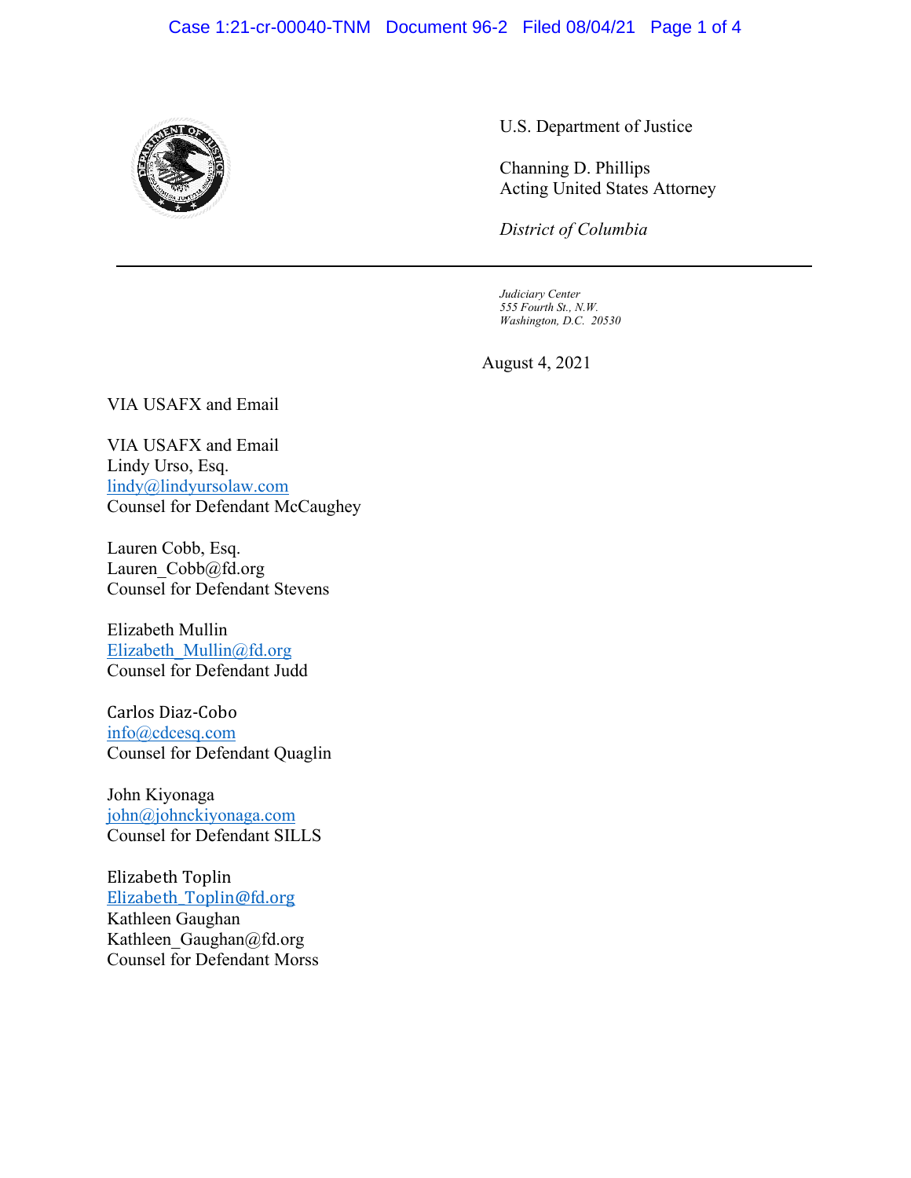U.S. Department of Justice

Channing D. Phillips
Acting United States Attorney

*District of Columbia*

---

*Judiciary Center*
*555 Fourth St., N.W.*
*Washington, D.C. 20530*

August 4, 2021

VIA USAFX and Email

VIA USAFX and Email
Lindy Urso, Esq.
lindy@lindyursolaw.com
Counsel for Defendant McCaughey

Lauren Cobb, Esq.
Lauren_Cobb@fd.org
Counsel for Defendant Stevens

Elizabeth Mullin
Elizabeth_Mullin@fd.org
Counsel for Defendant Judd

Carlos Diaz-Cobo
info@cdcesq.com
Counsel for Defendant Quaglin

John Kiyonaga
john@johnckiyonaga.com
Counsel for Defendant SILLS

Elizabeth Toplin
Elizabeth_Toplin@fd.org
Kathleen Gaughan
Kathleen_Gaughan@fd.org
Counsel for Defendant Morss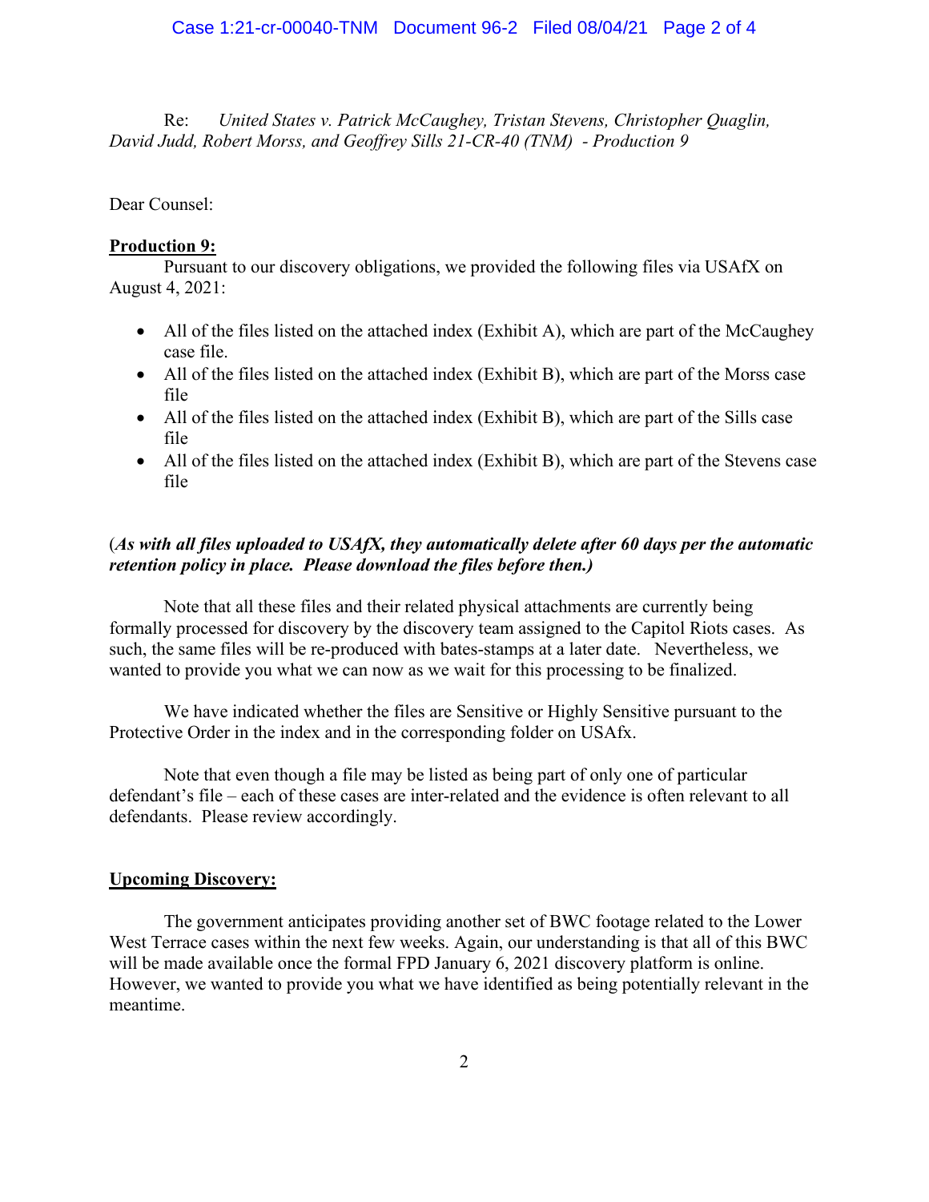Re: *United States v. Patrick McCaughey, Tristan Stevens, Christopher Quaglin, David Judd, Robert Morss, and Geoffrey Sills 21-CR-40 (TNM) - Production 9*

Dear Counsel:

**Production 9:**

Pursuant to our discovery obligations, we provided the following files via USAfX on August 4, 2021:

- All of the files listed on the attached index (Exhibit A), which are part of the McCaughey case file.
- All of the files listed on the attached index (Exhibit B), which are part of the Morss case file
- All of the files listed on the attached index (Exhibit B), which are part of the Sills case file
- All of the files listed on the attached index (Exhibit B), which are part of the Stevens case file

(***As with all files uploaded to USAfX, they automatically delete after 60 days per the automatic retention policy in place. Please download the files before then.)***

Note that all these files and their related physical attachments are currently being formally processed for discovery by the discovery team assigned to the Capitol Riots cases. As such, the same files will be re-produced with bates-stamps at a later date. Nevertheless, we wanted to provide you what we can now as we wait for this processing to be finalized.

We have indicated whether the files are Sensitive or Highly Sensitive pursuant to the Protective Order in the index and in the corresponding folder on USAfx.

Note that even though a file may be listed as being part of only one of particular defendant's file – each of these cases are inter-related and the evidence is often relevant to all defendants. Please review accordingly.

**Upcoming Discovery:**

The government anticipates providing another set of BWC footage related to the Lower West Terrace cases within the next few weeks. Again, our understanding is that all of this BWC will be made available once the formal FPD January 6, 2021 discovery platform is online. However, we wanted to provide you what we have identified as being potentially relevant in the meantime.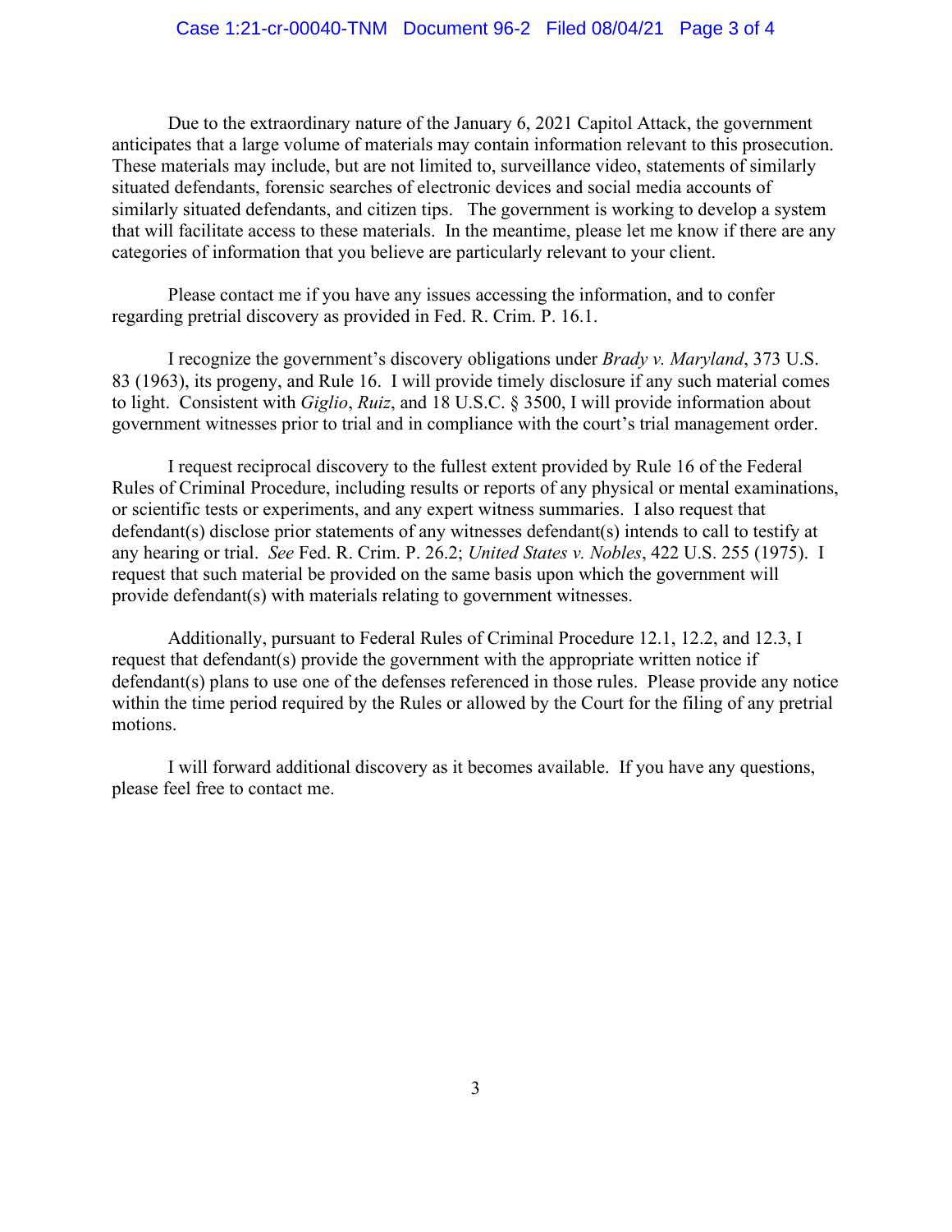Due to the extraordinary nature of the January 6, 2021 Capitol Attack, the government anticipates that a large volume of materials may contain information relevant to this prosecution. These materials may include, but are not limited to, surveillance video, statements of similarly situated defendants, forensic searches of electronic devices and social media accounts of similarly situated defendants, and citizen tips. The government is working to develop a system that will facilitate access to these materials. In the meantime, please let me know if there are any categories of information that you believe are particularly relevant to your client.

Please contact me if you have any issues accessing the information, and to confer regarding pretrial discovery as provided in Fed. R. Crim. P. 16.1.

I recognize the government's discovery obligations under *Brady v. Maryland*, 373 U.S. 83 (1963), its progeny, and Rule 16. I will provide timely disclosure if any such material comes to light. Consistent with *Giglio*, *Ruiz*, and 18 U.S.C. § 3500, I will provide information about government witnesses prior to trial and in compliance with the court's trial management order.

I request reciprocal discovery to the fullest extent provided by Rule 16 of the Federal Rules of Criminal Procedure, including results or reports of any physical or mental examinations, or scientific tests or experiments, and any expert witness summaries. I also request that defendant(s) disclose prior statements of any witnesses defendant(s) intends to call to testify at any hearing or trial. *See* Fed. R. Crim. P. 26.2; *United States v. Nobles*, 422 U.S. 255 (1975). I request that such material be provided on the same basis upon which the government will provide defendant(s) with materials relating to government witnesses.

Additionally, pursuant to Federal Rules of Criminal Procedure 12.1, 12.2, and 12.3, I request that defendant(s) provide the government with the appropriate written notice if defendant(s) plans to use one of the defenses referenced in those rules. Please provide any notice within the time period required by the Rules or allowed by the Court for the filing of any pretrial motions.

I will forward additional discovery as it becomes available. If you have any questions, please feel free to contact me.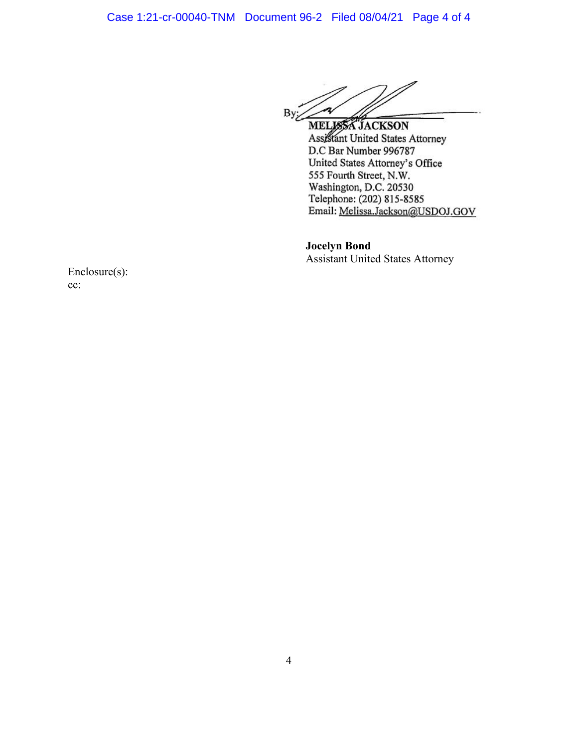By: 

**MELISSA JACKSON**
Assistant United States Attorney
D.C Bar Number 996787
United States Attorney's Office
555 Fourth Street, N.W.
Washington, D.C. 20530
Telephone: (202) 815-8585
Email: Melissa.Jackson@USDOJ.GOV

**Jocelyn Bond**
Assistant United States Attorney

Enclosure(s):
cc: